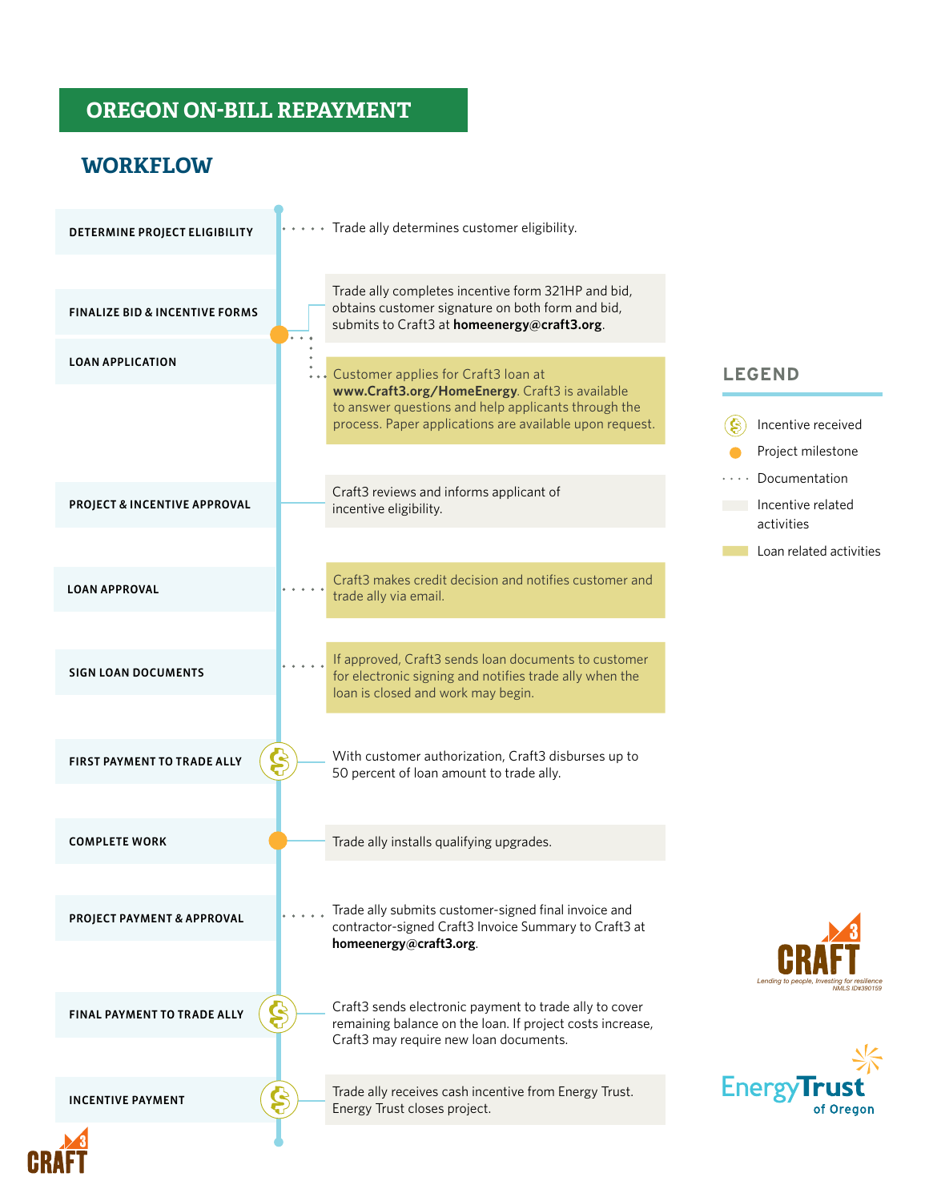# OREGON ON-BILL REPAYMENT

## WORKFLOW

| Step | Description |
| --- | --- |
| DETERMINE PROJECT ELIGIBILITY | Trade ally determines customer eligibility. |
| FINALIZE BID & INCENTIVE FORMS | Trade ally completes incentive form 321HP and bid, obtains customer signature on both form and bid, submits to Craft3 at **homeenergy@craft3.org**. |
| LOAN APPLICATION | Customer applies for Craft3 loan at **www.Craft3.org/HomeEnergy**. Craft3 is available to answer questions and help applicants through the process. Paper applications are available upon request. |
| PROJECT & INCENTIVE APPROVAL | Craft3 reviews and informs applicant of incentive eligibility. |
| LOAN APPROVAL | Craft3 makes credit decision and notifies customer and trade ally via email. |
| SIGN LOAN DOCUMENTS | If approved, Craft3 sends loan documents to customer for electronic signing and notifies trade ally when the loan is closed and work may begin. |
| FIRST PAYMENT TO TRADE ALLY | With customer authorization, Craft3 disburses up to 50 percent of loan amount to trade ally. |
| COMPLETE WORK | Trade ally installs qualifying upgrades. |
| PROJECT PAYMENT & APPROVAL | Trade ally submits customer-signed final invoice and contractor-signed Craft3 Invoice Summary to Craft3 at **homeenergy@craft3.org**. |
| FINAL PAYMENT TO TRADE ALLY | Craft3 sends electronic payment to trade ally to cover remaining balance on the loan. If project costs increase, Craft3 may require new loan documents. |
| INCENTIVE PAYMENT | Trade ally receives cash incentive from Energy Trust. Energy Trust closes project. |

**LEGEND**

- Incentive received
- Project milestone
- Documentation
- Incentive related activities
- Loan related activities

CRAFT3 — Lending to people, Investing for resilience. NMLS ID#390159

Energy Trust of Oregon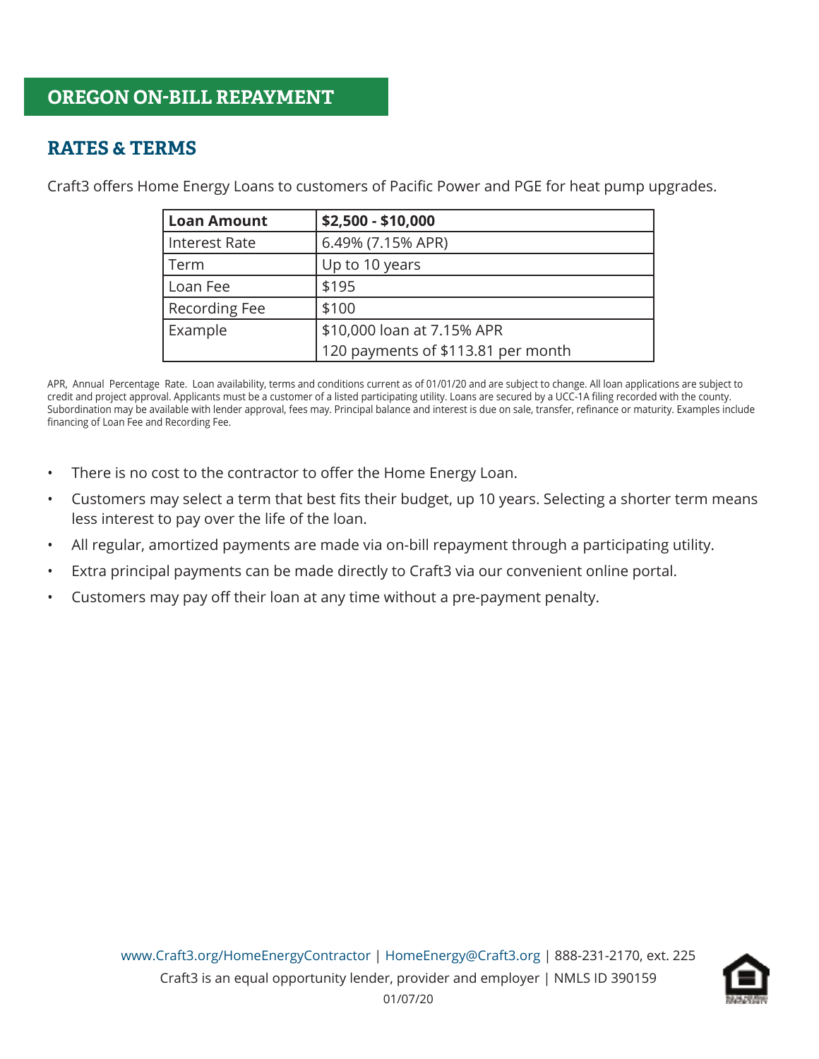# OREGON ON-BILL REPAYMENT

## RATES & TERMS

Craft3 offers Home Energy Loans to customers of Pacific Power and PGE for heat pump upgrades.

| **Loan Amount** | **$2,500 - $10,000** |
| --- | --- |
| Interest Rate | 6.49% (7.15% APR) |
| Term | Up to 10 years |
| Loan Fee | $195 |
| Recording Fee | $100 |
| Example | $10,000 loan at 7.15% APR<br>120 payments of $113.81 per month |

APR, Annual Percentage Rate. Loan availability, terms and conditions current as of 01/01/20 and are subject to change. All loan applications are subject to credit and project approval. Applicants must be a customer of a listed participating utility. Loans are secured by a UCC-1A filing recorded with the county. Subordination may be available with lender approval, fees may. Principal balance and interest is due on sale, transfer, refinance or maturity. Examples include financing of Loan Fee and Recording Fee.

- There is no cost to the contractor to offer the Home Energy Loan.
- Customers may select a term that best fits their budget, up 10 years. Selecting a shorter term means less interest to pay over the life of the loan.
- All regular, amortized payments are made via on-bill repayment through a participating utility.
- Extra principal payments can be made directly to Craft3 via our convenient online portal.
- Customers may pay off their loan at any time without a pre-payment penalty.

www.Craft3.org/HomeEnergyContractor | HomeEnergy@Craft3.org | 888-231-2170, ext. 225

Craft3 is an equal opportunity lender, provider and employer | NMLS ID 390159

01/07/20